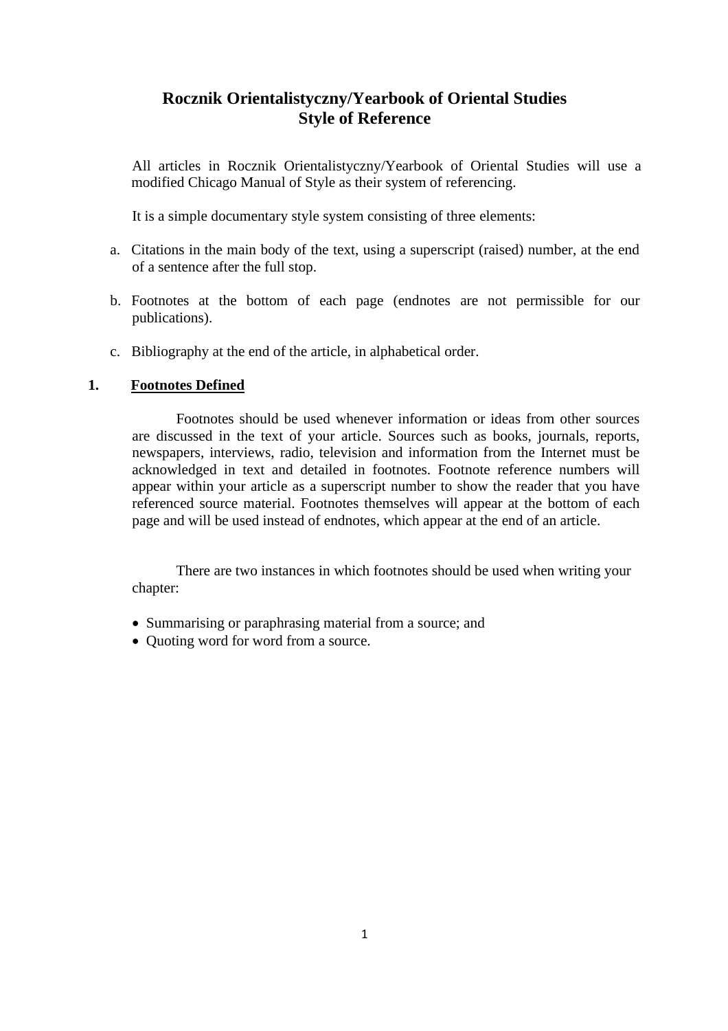# Rocznik Orientalistyczny/Yearbook of Oriental Studies
# Style of Reference

All articles in Rocznik Orientalistyczny/Yearbook of Oriental Studies will use a modified Chicago Manual of Style as their system of referencing.

It is a simple documentary style system consisting of three elements:

a. Citations in the main body of the text, using a superscript (raised) number, at the end of a sentence after the full stop.

b. Footnotes at the bottom of each page (endnotes are not permissible for our publications).

c. Bibliography at the end of the article, in alphabetical order.

## 1. <u>Footnotes Defined</u>

Footnotes should be used whenever information or ideas from other sources are discussed in the text of your article. Sources such as books, journals, reports, newspapers, interviews, radio, television and information from the Internet must be acknowledged in text and detailed in footnotes. Footnote reference numbers will appear within your article as a superscript number to show the reader that you have referenced source material. Footnotes themselves will appear at the bottom of each page and will be used instead of endnotes, which appear at the end of an article.

There are two instances in which footnotes should be used when writing your chapter:

- Summarising or paraphrasing material from a source; and
- Quoting word for word from a source.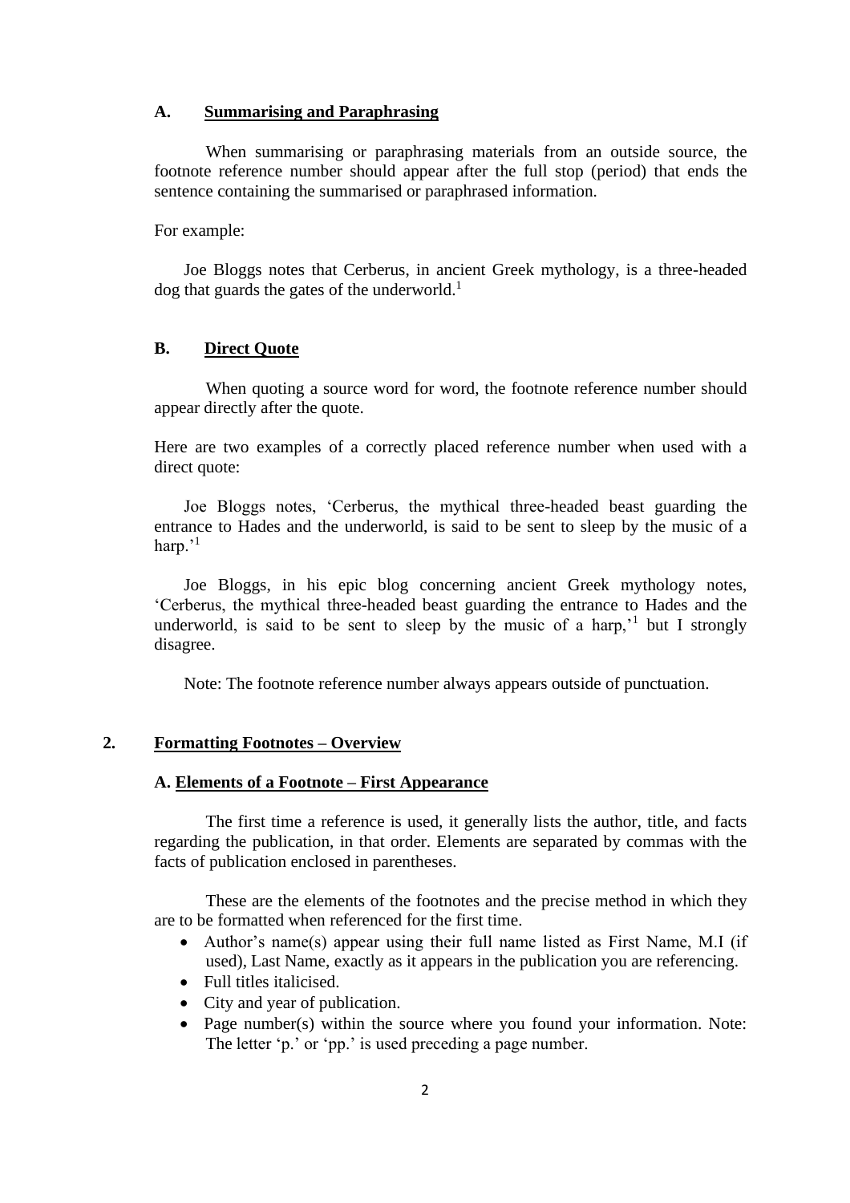### A. Summarising and Paraphrasing

When summarising or paraphrasing materials from an outside source, the footnote reference number should appear after the full stop (period) that ends the sentence containing the summarised or paraphrased information.

For example:

> Joe Bloggs notes that Cerberus, in ancient Greek mythology, is a three-headed dog that guards the gates of the underworld.[1]

### B. Direct Quote

When quoting a source word for word, the footnote reference number should appear directly after the quote.

Here are two examples of a correctly placed reference number when used with a direct quote:

> Joe Bloggs notes, 'Cerberus, the mythical three-headed beast guarding the entrance to Hades and the underworld, is said to be sent to sleep by the music of a harp.'[1]

> Joe Bloggs, in his epic blog concerning ancient Greek mythology notes, 'Cerberus, the mythical three-headed beast guarding the entrance to Hades and the underworld, is said to be sent to sleep by the music of a harp,'[1] but I strongly disagree.

> Note: The footnote reference number always appears outside of punctuation.

## 2. Formatting Footnotes – Overview

### A. Elements of a Footnote – First Appearance

The first time a reference is used, it generally lists the author, title, and facts regarding the publication, in that order. Elements are separated by commas with the facts of publication enclosed in parentheses.

These are the elements of the footnotes and the precise method in which they are to be formatted when referenced for the first time.

- Author's name(s) appear using their full name listed as First Name, M.I (if used), Last Name, exactly as it appears in the publication you are referencing.
- Full titles italicised.
- City and year of publication.
- Page number(s) within the source where you found your information. Note: The letter 'p.' or 'pp.' is used preceding a page number.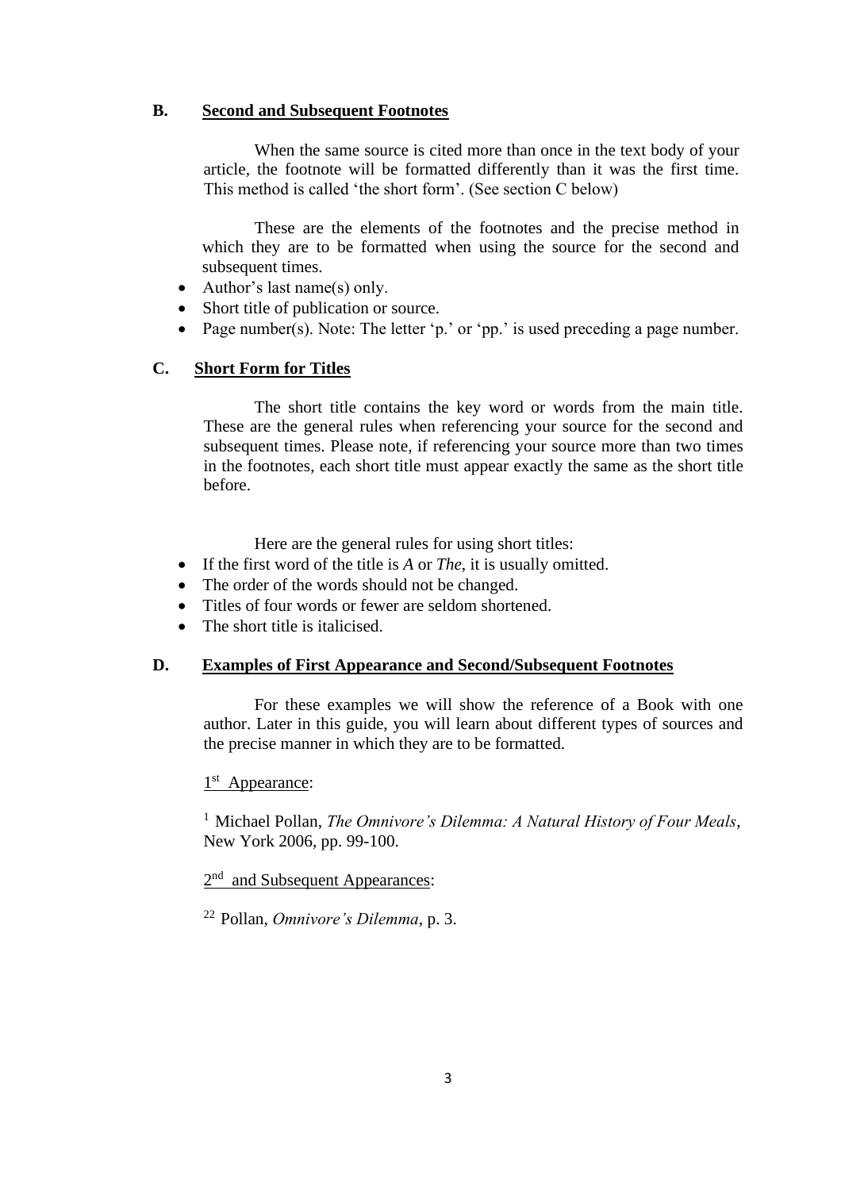### B. Second and Subsequent Footnotes

When the same source is cited more than once in the text body of your article, the footnote will be formatted differently than it was the first time. This method is called 'the short form'. (See section C below)

These are the elements of the footnotes and the precise method in which they are to be formatted when using the source for the second and subsequent times.

- Author's last name(s) only.
- Short title of publication or source.
- Page number(s). Note: The letter 'p.' or 'pp.' is used preceding a page number.

### C. Short Form for Titles

The short title contains the key word or words from the main title. These are the general rules when referencing your source for the second and subsequent times. Please note, if referencing your source more than two times in the footnotes, each short title must appear exactly the same as the short title before.

Here are the general rules for using short titles:

- If the first word of the title is *A* or *The*, it is usually omitted.
- The order of the words should not be changed.
- Titles of four words or fewer are seldom shortened.
- The short title is italicised.

### D. Examples of First Appearance and Second/Subsequent Footnotes

For these examples we will show the reference of a Book with one author. Later in this guide, you will learn about different types of sources and the precise manner in which they are to be formatted.

1st Appearance:

[1] Michael Pollan, *The Omnivore's Dilemma: A Natural History of Four Meals*, New York 2006, pp. 99-100.

2nd and Subsequent Appearances:

[22] Pollan, *Omnivore's Dilemma*, p. 3.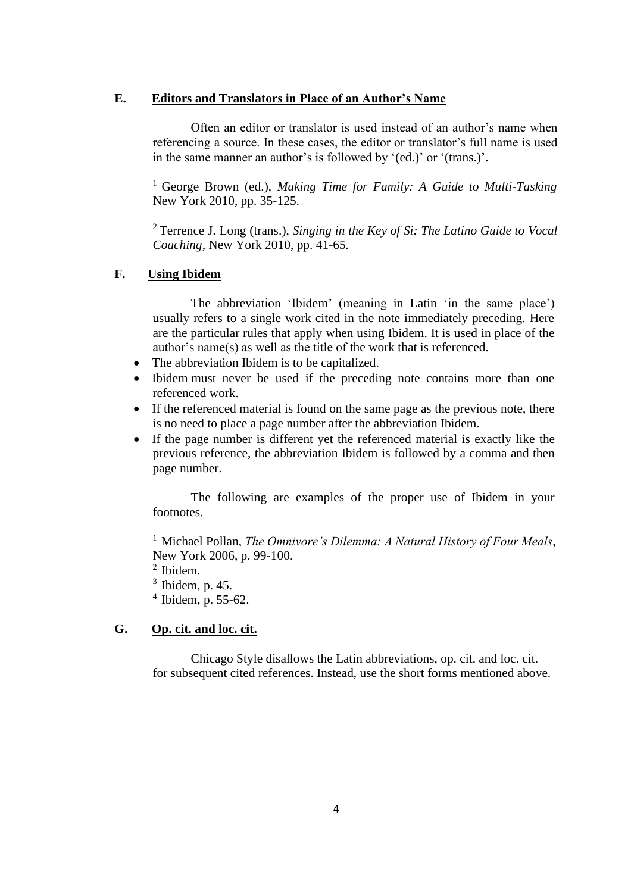## E. Editors and Translators in Place of an Author's Name

Often an editor or translator is used instead of an author's name when referencing a source. In these cases, the editor or translator's full name is used in the same manner an author's is followed by '(ed.)' or '(trans.)'.

[1] George Brown (ed.), *Making Time for Family: A Guide to Multi-Tasking* New York 2010, pp. 35-125.

[2] Terrence J. Long (trans.), *Singing in the Key of Si: The Latino Guide to Vocal Coaching*, New York 2010, pp. 41-65.

## F. Using Ibidem

The abbreviation 'Ibidem' (meaning in Latin 'in the same place') usually refers to a single work cited in the note immediately preceding. Here are the particular rules that apply when using Ibidem. It is used in place of the author's name(s) as well as the title of the work that is referenced.

- The abbreviation Ibidem is to be capitalized.
- Ibidem must never be used if the preceding note contains more than one referenced work.
- If the referenced material is found on the same page as the previous note, there is no need to place a page number after the abbreviation Ibidem.
- If the page number is different yet the referenced material is exactly like the previous reference, the abbreviation Ibidem is followed by a comma and then page number.

The following are examples of the proper use of Ibidem in your footnotes.

[1] Michael Pollan, *The Omnivore's Dilemma: A Natural History of Four Meals*, New York 2006, p. 99-100.
[2] Ibidem.
[3] Ibidem, p. 45.
[4] Ibidem, p. 55-62.

## G. Op. cit. and loc. cit.

Chicago Style disallows the Latin abbreviations, op. cit. and loc. cit. for subsequent cited references. Instead, use the short forms mentioned above.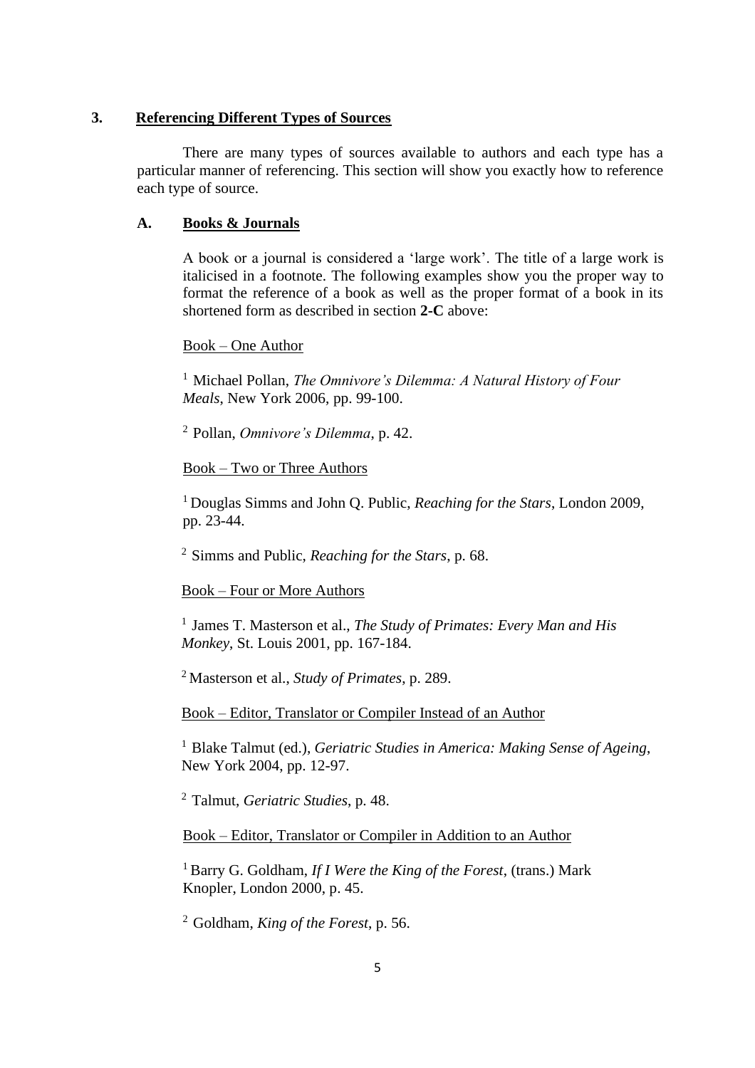## 3. Referencing Different Types of Sources

There are many types of sources available to authors and each type has a particular manner of referencing. This section will show you exactly how to reference each type of source.

### A. Books & Journals

A book or a journal is considered a 'large work'. The title of a large work is italicised in a footnote. The following examples show you the proper way to format the reference of a book as well as the proper format of a book in its shortened form as described in section **2-C** above:

Book – One Author

[1] Michael Pollan, *The Omnivore's Dilemma: A Natural History of Four Meals*, New York 2006, pp. 99-100.

[2] Pollan, *Omnivore's Dilemma*, p. 42.

Book – Two or Three Authors

[1] Douglas Simms and John Q. Public, *Reaching for the Stars*, London 2009, pp. 23-44.

[2] Simms and Public, *Reaching for the Stars*, p. 68.

Book – Four or More Authors

[1] James T. Masterson et al., *The Study of Primates: Every Man and His Monkey*, St. Louis 2001, pp. 167-184.

[2] Masterson et al., *Study of Primates*, p. 289.

Book – Editor, Translator or Compiler Instead of an Author

[1] Blake Talmut (ed.), *Geriatric Studies in America: Making Sense of Ageing*, New York 2004, pp. 12-97.

[2] Talmut, *Geriatric Studies*, p. 48.

Book – Editor, Translator or Compiler in Addition to an Author

[1] Barry G. Goldham, *If I Were the King of the Forest*, (trans.) Mark Knopler, London 2000, p. 45.

[2] Goldham, *King of the Forest*, p. 56.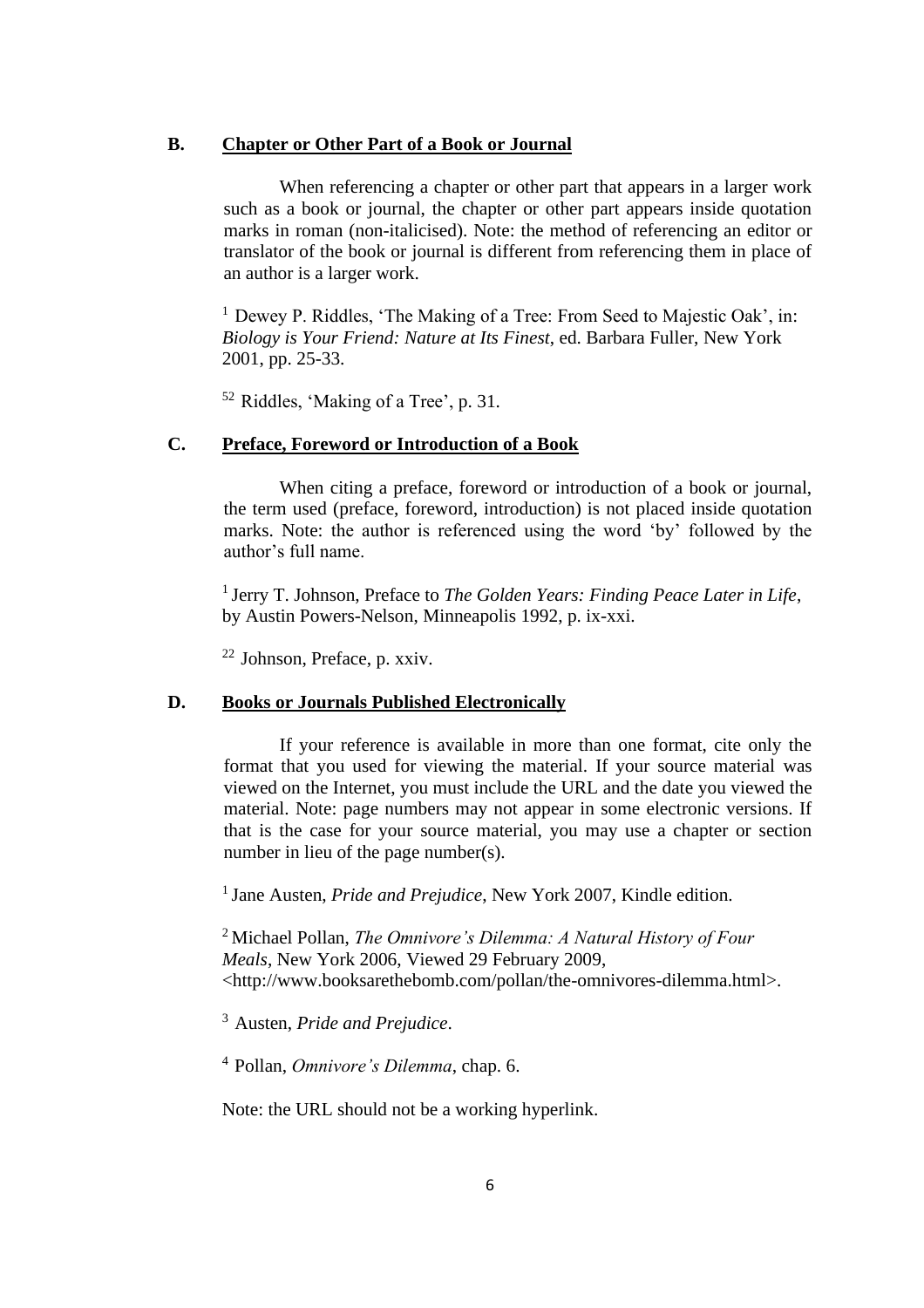### B. Chapter or Other Part of a Book or Journal

When referencing a chapter or other part that appears in a larger work such as a book or journal, the chapter or other part appears inside quotation marks in roman (non-italicised). Note: the method of referencing an editor or translator of the book or journal is different from referencing them in place of an author is a larger work.

[1] Dewey P. Riddles, 'The Making of a Tree: From Seed to Majestic Oak', in: *Biology is Your Friend: Nature at Its Finest*, ed. Barbara Fuller, New York 2001, pp. 25-33.

[52] Riddles, 'Making of a Tree', p. 31.

### C. Preface, Foreword or Introduction of a Book

When citing a preface, foreword or introduction of a book or journal, the term used (preface, foreword, introduction) is not placed inside quotation marks. Note: the author is referenced using the word 'by' followed by the author's full name.

[1] Jerry T. Johnson, Preface to *The Golden Years: Finding Peace Later in Life*, by Austin Powers-Nelson, Minneapolis 1992, p. ix-xxi.

[22] Johnson, Preface, p. xxiv.

### D. Books or Journals Published Electronically

If your reference is available in more than one format, cite only the format that you used for viewing the material. If your source material was viewed on the Internet, you must include the URL and the date you viewed the material. Note: page numbers may not appear in some electronic versions. If that is the case for your source material, you may use a chapter or section number in lieu of the page number(s).

[1] Jane Austen, *Pride and Prejudice*, New York 2007, Kindle edition.

[2] Michael Pollan, *The Omnivore's Dilemma: A Natural History of Four Meals*, New York 2006, Viewed 29 February 2009, <http://www.booksarethebomb.com/pollan/the-omnivores-dilemma.html>.

[3] Austen, *Pride and Prejudice*.

[4] Pollan, *Omnivore's Dilemma*, chap. 6.

Note: the URL should not be a working hyperlink.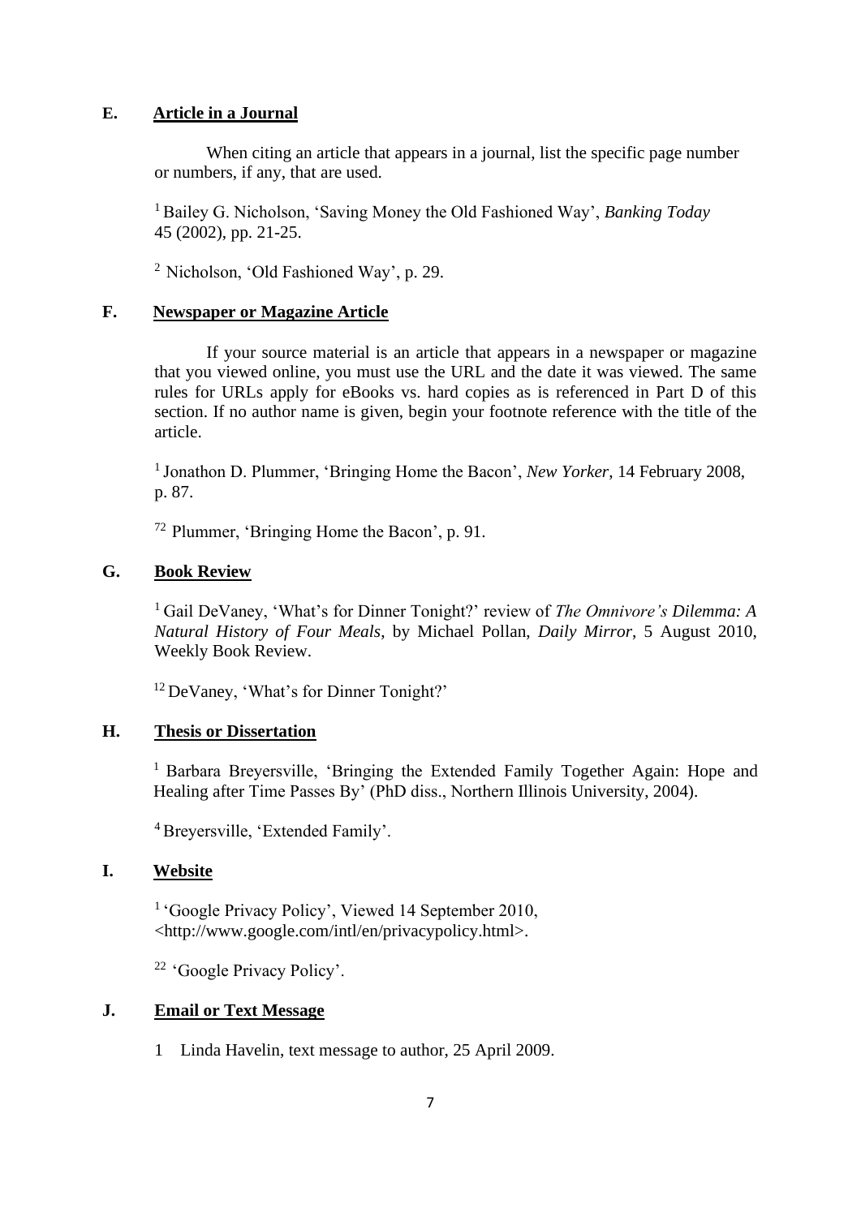## E. Article in a Journal

When citing an article that appears in a journal, list the specific page number or numbers, if any, that are used.

[1] Bailey G. Nicholson, 'Saving Money the Old Fashioned Way', *Banking Today* 45 (2002), pp. 21-25.

[2] Nicholson, 'Old Fashioned Way', p. 29.

## F. Newspaper or Magazine Article

If your source material is an article that appears in a newspaper or magazine that you viewed online, you must use the URL and the date it was viewed. The same rules for URLs apply for eBooks vs. hard copies as is referenced in Part D of this section. If no author name is given, begin your footnote reference with the title of the article.

[1] Jonathon D. Plummer, 'Bringing Home the Bacon', *New Yorker*, 14 February 2008, p. 87.

[72] Plummer, 'Bringing Home the Bacon', p. 91.

## G. Book Review

[1] Gail DeVaney, 'What's for Dinner Tonight?' review of *The Omnivore's Dilemma: A Natural History of Four Meals*, by Michael Pollan, *Daily Mirror*, 5 August 2010, Weekly Book Review.

[12] DeVaney, 'What's for Dinner Tonight?'

## H. Thesis or Dissertation

[1] Barbara Breyersville, 'Bringing the Extended Family Together Again: Hope and Healing after Time Passes By' (PhD diss., Northern Illinois University, 2004).

[4] Breyersville, 'Extended Family'.

## I. Website

[1] 'Google Privacy Policy', Viewed 14 September 2010, <http://www.google.com/intl/en/privacypolicy.html>.

[22] 'Google Privacy Policy'.

## J. Email or Text Message

1 Linda Havelin, text message to author, 25 April 2009.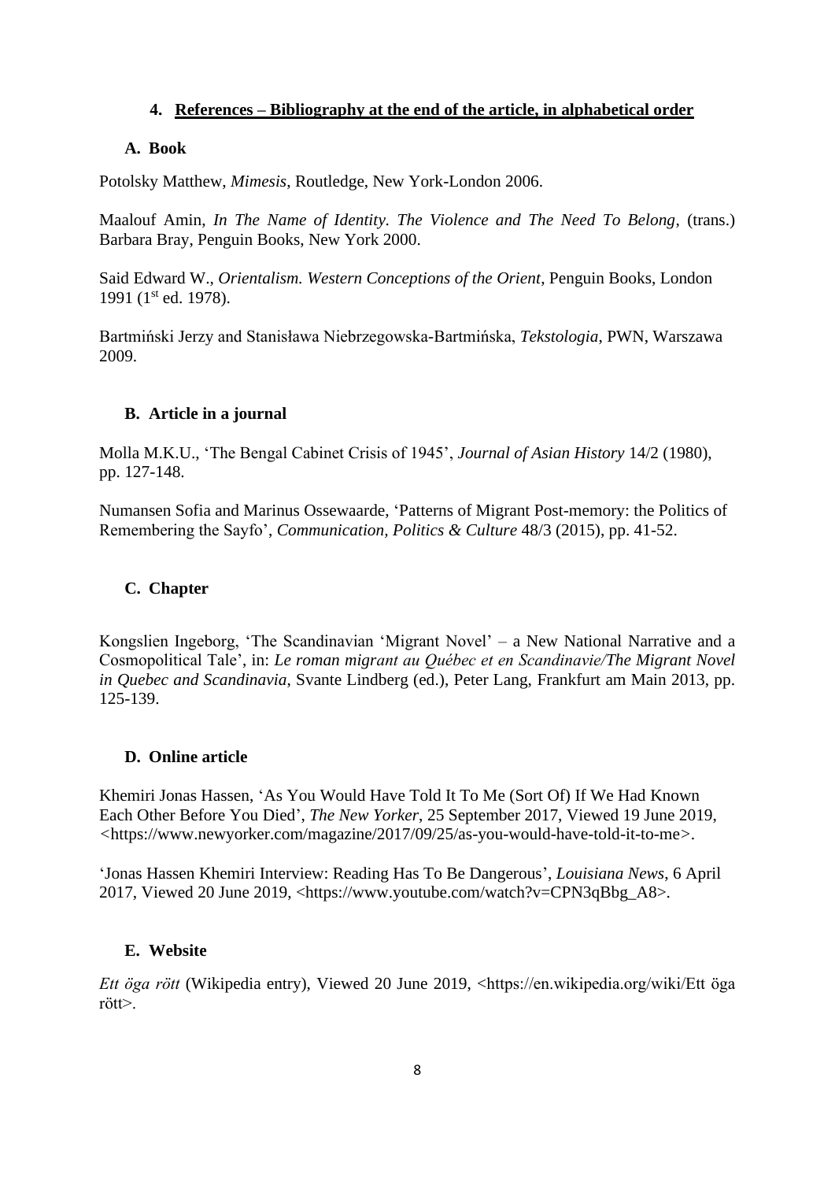### 4. **References – Bibliography at the end of the article, in alphabetical order**

#### A. Book

Potolsky Matthew, *Mimesis*, Routledge, New York-London 2006.

Maalouf Amin, *In The Name of Identity. The Violence and The Need To Belong*, (trans.) Barbara Bray, Penguin Books, New York 2000.

Said Edward W., *Orientalism. Western Conceptions of the Orient*, Penguin Books, London 1991 (1st ed. 1978).

Bartmiński Jerzy and Stanisława Niebrzegowska-Bartmińska, *Tekstologia*, PWN, Warszawa 2009.

#### B. Article in a journal

Molla M.K.U., 'The Bengal Cabinet Crisis of 1945', *Journal of Asian History* 14/2 (1980), pp. 127-148.

Numansen Sofia and Marinus Ossewaarde, 'Patterns of Migrant Post-memory: the Politics of Remembering the Sayfo', *Communication, Politics & Culture* 48/3 (2015), pp. 41-52.

#### C. Chapter

Kongslien Ingeborg, 'The Scandinavian 'Migrant Novel' – a New National Narrative and a Cosmopolitical Tale', in: *Le roman migrant au Québec et en Scandinavie/The Migrant Novel in Quebec and Scandinavia*, Svante Lindberg (ed.), Peter Lang, Frankfurt am Main 2013, pp. 125-139.

#### D. Online article

Khemiri Jonas Hassen, 'As You Would Have Told It To Me (Sort Of) If We Had Known Each Other Before You Died', *The New Yorker*, 25 September 2017, Viewed 19 June 2019, <https://www.newyorker.com/magazine/2017/09/25/as-you-would-have-told-it-to-me>.

'Jonas Hassen Khemiri Interview: Reading Has To Be Dangerous', *Louisiana News*, 6 April 2017, Viewed 20 June 2019, <https://www.youtube.com/watch?v=CPN3qBbg_A8>.

#### E. Website

*Ett öga rött* (Wikipedia entry), Viewed 20 June 2019, <https://en.wikipedia.org/wiki/Ett öga rött>.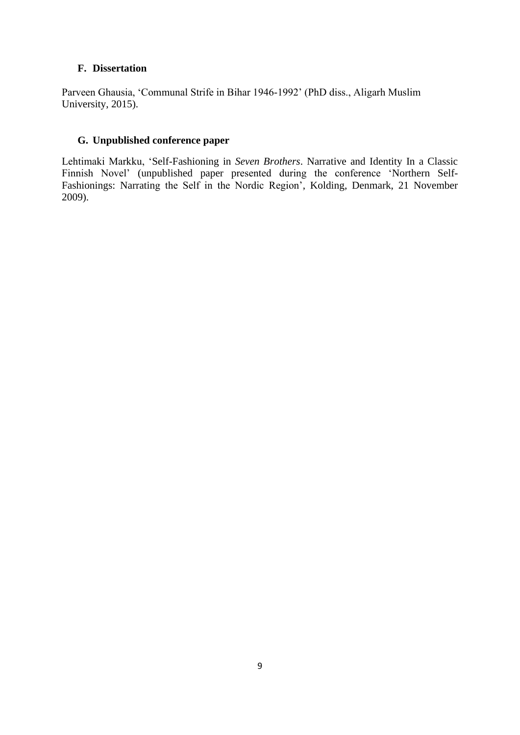### F. Dissertation

Parveen Ghausia, ‘Communal Strife in Bihar 1946-1992’ (PhD diss., Aligarh Muslim University, 2015).

### G. Unpublished conference paper

Lehtimaki Markku, ‘Self-Fashioning in *Seven Brothers*. Narrative and Identity In a Classic Finnish Novel’ (unpublished paper presented during the conference ‘Northern Self-Fashionings: Narrating the Self in the Nordic Region’, Kolding, Denmark, 21 November 2009).